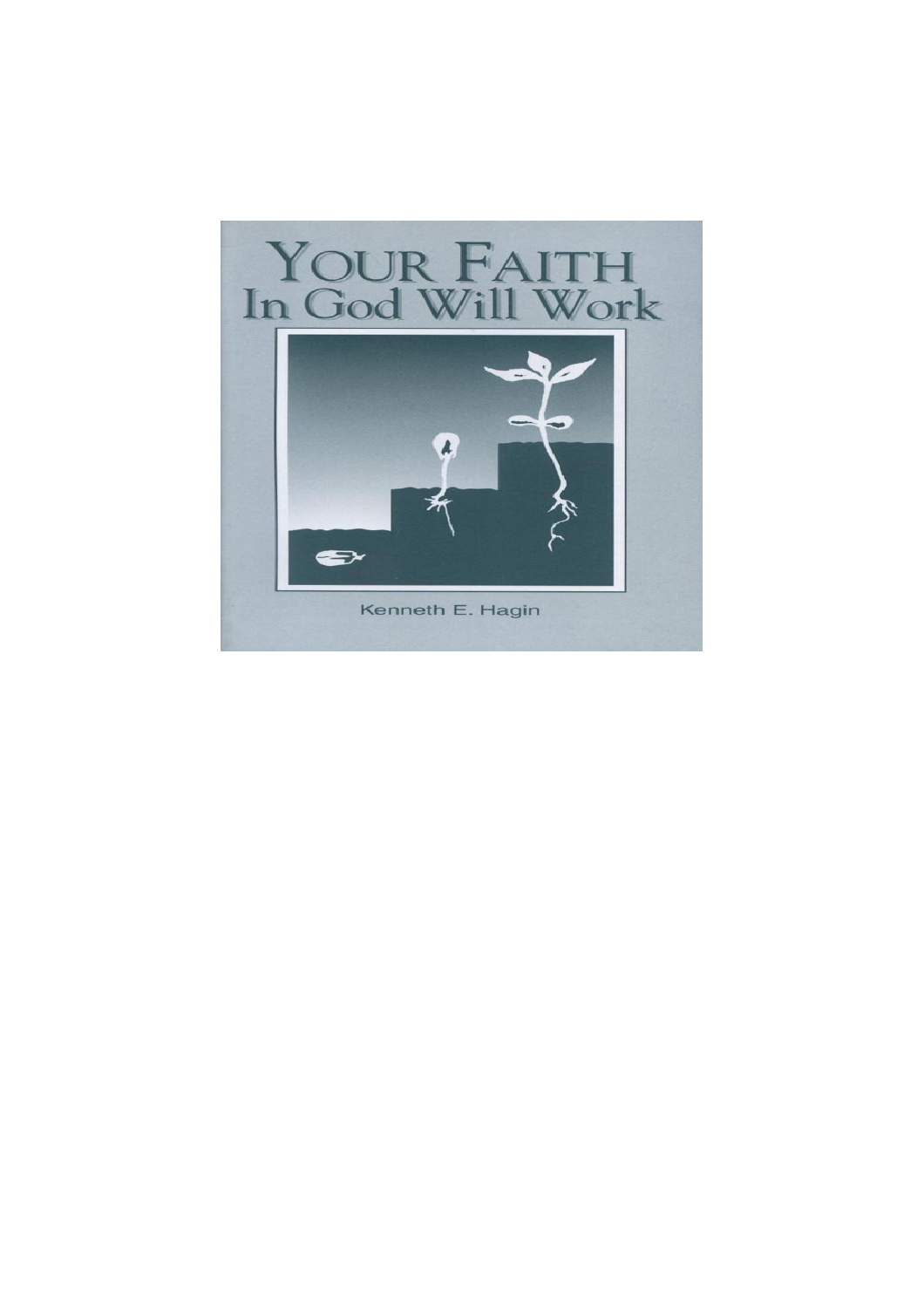# YOUR FAITH In God Will Work

Kenneth E. Hagin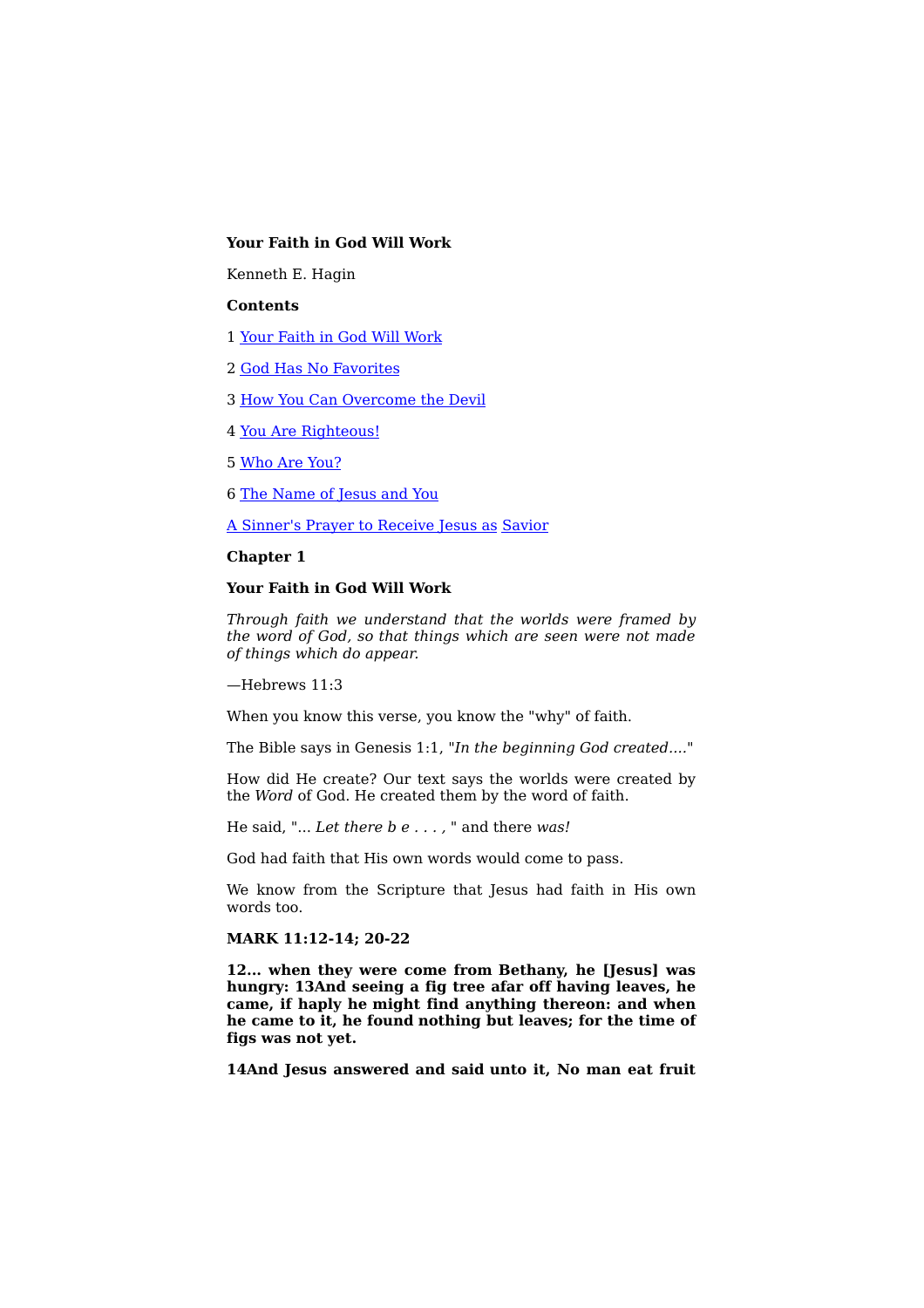**Your Faith in God Will Work**

Kenneth E. Hagin

**Contents**

1 Your Faith in God Will Work

2 God Has No Favorites

3 How You Can Overcome the Devil

4 You Are Righteous!

5 Who Are You?

6 The Name of Jesus and You

A Sinner's Prayer to Receive Jesus as Savior

## Chapter 1

## Your Faith in God Will Work

*Through faith we understand that the worlds were framed by the word of God, so that things which are seen were not made of things which do appear.*

—Hebrews 11:3

When you know this verse, you know the "why" of faith.

The Bible says in Genesis 1:1, "*In the beginning God created....*"

How did He create? Our text says the worlds were created by the *Word* of God. He created them by the word of faith.

He said, "... *Let there b e . . . ,* " and there *was!*

God had faith that His own words would come to pass.

We know from the Scripture that Jesus had faith in His own words too.

**MARK 11:12-14; 20-22**

**12... when they were come from Bethany, he [Jesus] was hungry: 13And seeing a fig tree afar off having leaves, he came, if haply he might find anything thereon: and when he came to it, he found nothing but leaves; for the time of figs was not yet.**

**14And Jesus answered and said unto it, No man eat fruit**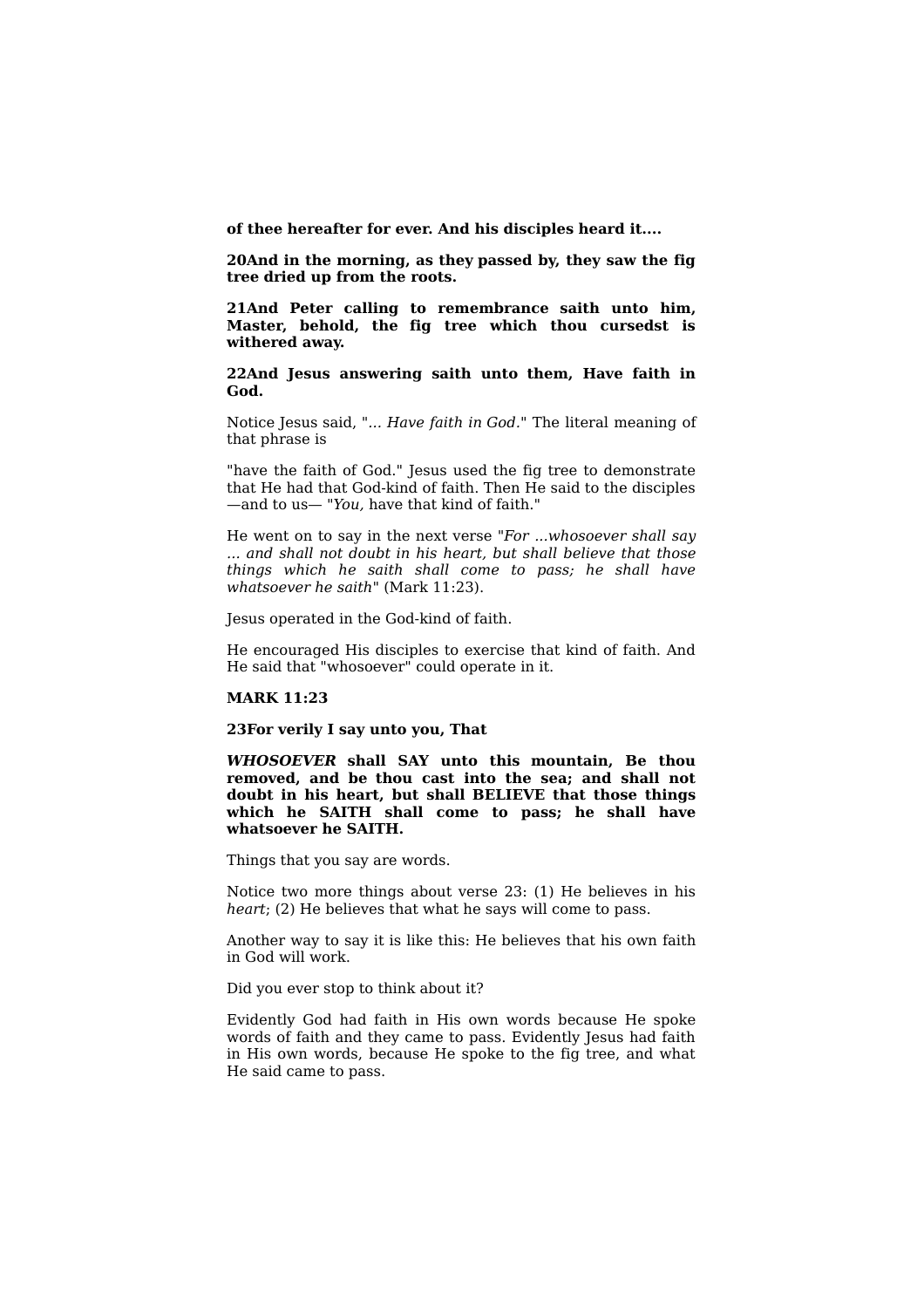**of thee hereafter for ever. And his disciples heard it....**

**20And in the morning, as they passed by, they saw the fig tree dried up from the roots.**

**21And Peter calling to remembrance saith unto him, Master, behold, the fig tree which thou cursedst is withered away.**

**22And Jesus answering saith unto them, Have faith in God.**

Notice Jesus said, "*... Have faith in God*." The literal meaning of that phrase is

"have the faith of God." Jesus used the fig tree to demonstrate that He had that God-kind of faith. Then He said to the disciples —and to us— "*You,* have that kind of faith."

He went on to say in the next verse "*For ...whosoever shall say ... and shall not doubt in his heart, but shall believe that those things which he saith shall come to pass; he shall have whatsoever he saith*" (Mark 11:23).

Jesus operated in the God-kind of faith.

He encouraged His disciples to exercise that kind of faith. And He said that "whosoever" could operate in it.

**MARK 11:23**

**23For verily I say unto you, That**

***WHOSOEVER* shall SAY unto this mountain, Be thou removed, and be thou cast into the sea; and shall not doubt in his heart, but shall BELIEVE that those things which he SAITH shall come to pass; he shall have whatsoever he SAITH.**

Things that you say are words.

Notice two more things about verse 23: (1) He believes in his *heart*; (2) He believes that what he says will come to pass.

Another way to say it is like this: He believes that his own faith in God will work.

Did you ever stop to think about it?

Evidently God had faith in His own words because He spoke words of faith and they came to pass. Evidently Jesus had faith in His own words, because He spoke to the fig tree, and what He said came to pass.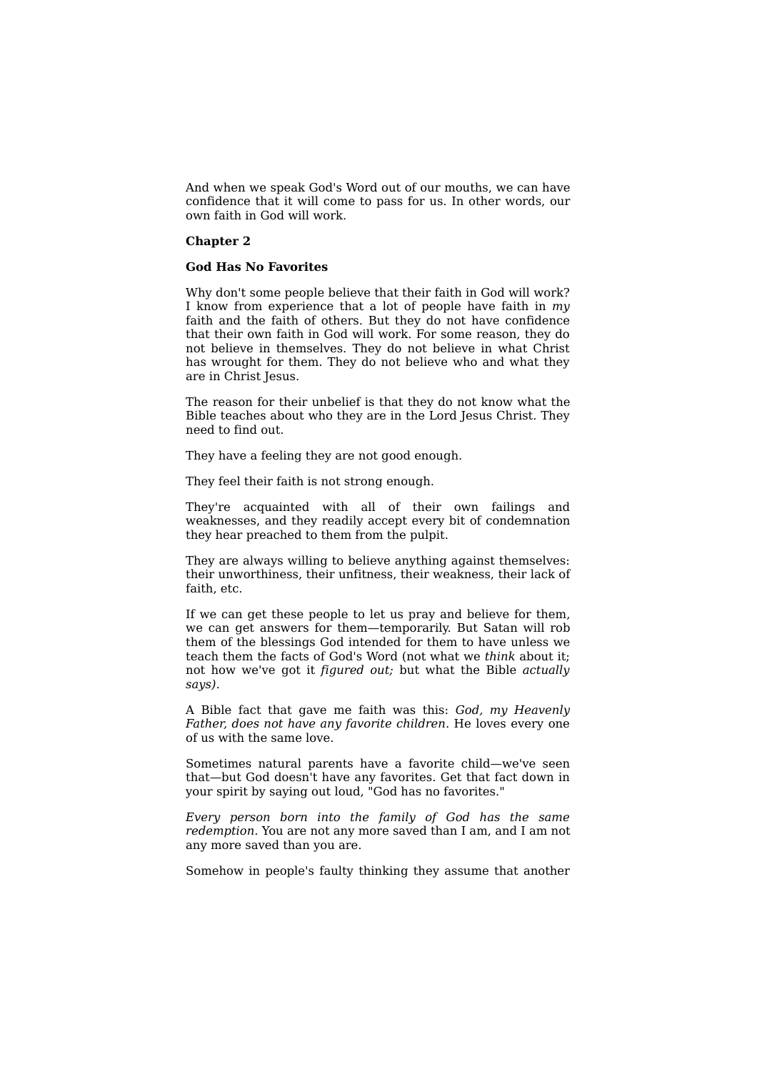And when we speak God's Word out of our mouths, we can have confidence that it will come to pass for us. In other words, our own faith in God will work.

## Chapter 2

### God Has No Favorites

Why don't some people believe that their faith in God will work? I know from experience that a lot of people have faith in *my* faith and the faith of others. But they do not have confidence that their own faith in God will work. For some reason, they do not believe in themselves. They do not believe in what Christ has wrought for them. They do not believe who and what they are in Christ Jesus.

The reason for their unbelief is that they do not know what the Bible teaches about who they are in the Lord Jesus Christ. They need to find out.

They have a feeling they are not good enough.

They feel their faith is not strong enough.

They're acquainted with all of their own failings and weaknesses, and they readily accept every bit of condemnation they hear preached to them from the pulpit.

They are always willing to believe anything against themselves: their unworthiness, their unfitness, their weakness, their lack of faith, etc.

If we can get these people to let us pray and believe for them, we can get answers for them—temporarily. But Satan will rob them of the blessings God intended for them to have unless we teach them the facts of God's Word (not what we *think* about it; not how we've got it *figured out;* but what the Bible *actually says).*

A Bible fact that gave me faith was this: *God, my Heavenly Father, does not have any favorite children.* He loves every one of us with the same love.

Sometimes natural parents have a favorite child—we've seen that—but God doesn't have any favorites. Get that fact down in your spirit by saying out loud, "God has no favorites."

*Every person born into the family of God has the same redemption.* You are not any more saved than I am, and I am not any more saved than you are.

Somehow in people's faulty thinking they assume that another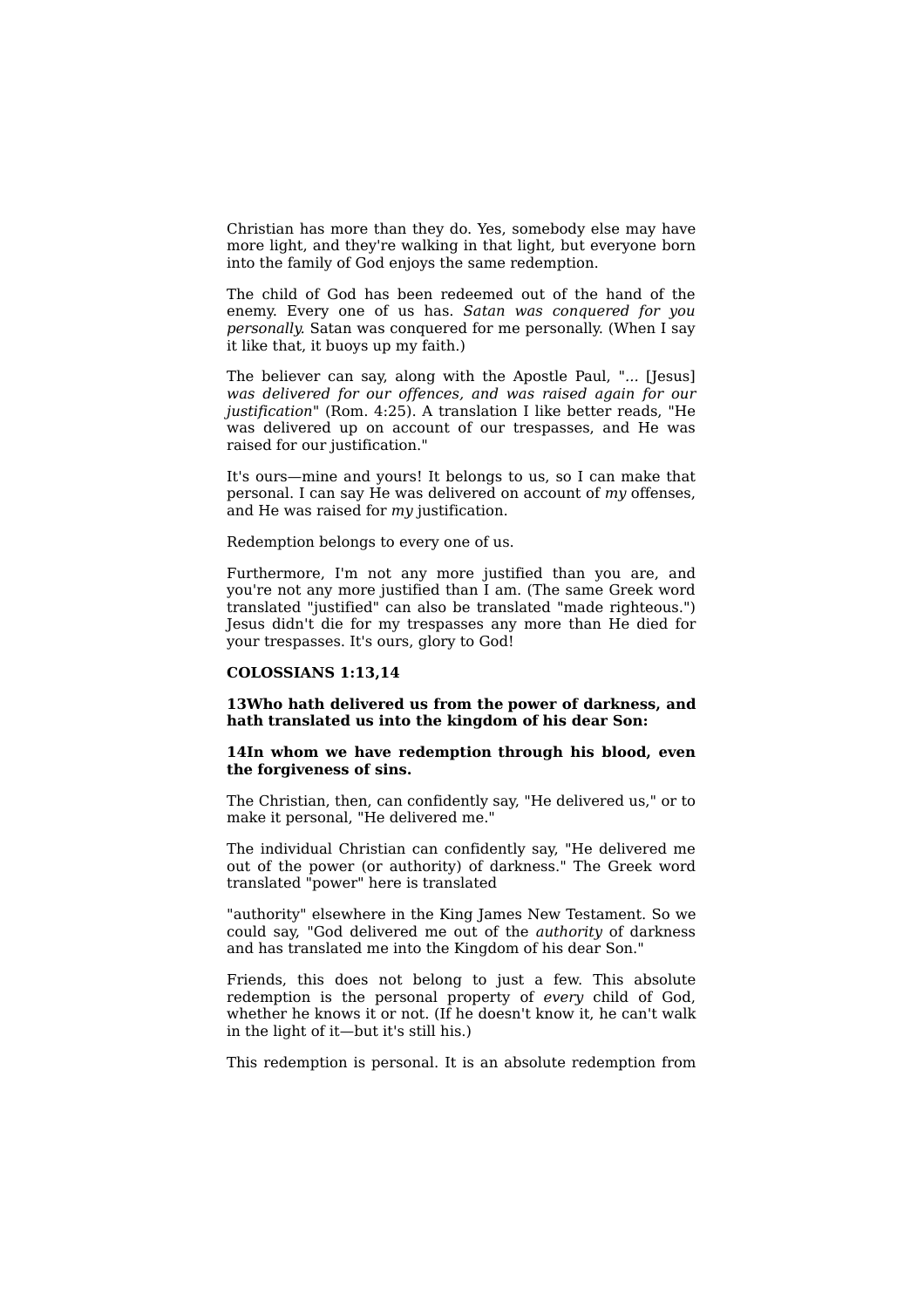Christian has more than they do. Yes, somebody else may have more light, and they're walking in that light, but everyone born into the family of God enjoys the same redemption.

The child of God has been redeemed out of the hand of the enemy. Every one of us has. *Satan was conquered for you personally.* Satan was conquered for me personally. (When I say it like that, it buoys up my faith.)

The believer can say, along with the Apostle Paul, "... [Jesus] *was delivered for our offences, and was raised again for our justification*" (Rom. 4:25). A translation I like better reads, "He was delivered up on account of our trespasses, and He was raised for our justification."

It's ours—mine and yours! It belongs to us, so I can make that personal. I can say He was delivered on account of *my* offenses, and He was raised for *my* justification.

Redemption belongs to every one of us.

Furthermore, I'm not any more justified than you are, and you're not any more justified than I am. (The same Greek word translated "justified" can also be translated "made righteous.") Jesus didn't die for my trespasses any more than He died for your trespasses. It's ours, glory to God!

**COLOSSIANS 1:13,14**

**13Who hath delivered us from the power of darkness, and hath translated us into the kingdom of his dear Son:**

**14In whom we have redemption through his blood, even the forgiveness of sins.**

The Christian, then, can confidently say, "He delivered us," or to make it personal, "He delivered me."

The individual Christian can confidently say, "He delivered me out of the power (or authority) of darkness." The Greek word translated "power" here is translated

"authority" elsewhere in the King James New Testament. So we could say, "God delivered me out of the *authority* of darkness and has translated me into the Kingdom of his dear Son."

Friends, this does not belong to just a few. This absolute redemption is the personal property of *every* child of God, whether he knows it or not. (If he doesn't know it, he can't walk in the light of it—but it's still his.)

This redemption is personal. It is an absolute redemption from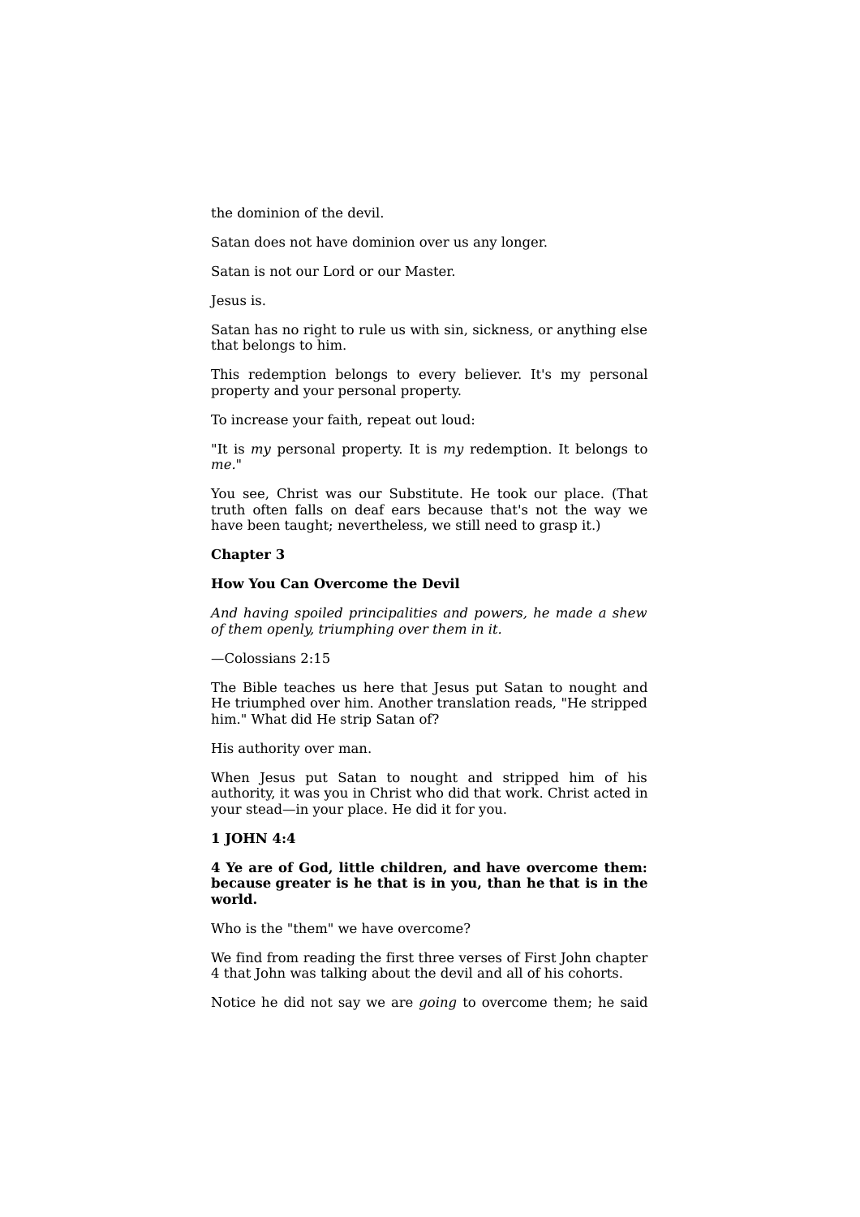the dominion of the devil.

Satan does not have dominion over us any longer.

Satan is not our Lord or our Master.

Jesus is.

Satan has no right to rule us with sin, sickness, or anything else that belongs to him.

This redemption belongs to every believer. It's my personal property and your personal property.

To increase your faith, repeat out loud:

"It is *my* personal property. It is *my* redemption. It belongs to *me*."

You see, Christ was our Substitute. He took our place. (That truth often falls on deaf ears because that's not the way we have been taught; nevertheless, we still need to grasp it.)

## Chapter 3

### How You Can Overcome the Devil

*And having spoiled principalities and powers, he made a shew of them openly, triumphing over them in it.*

—Colossians 2:15

The Bible teaches us here that Jesus put Satan to nought and He triumphed over him. Another translation reads, "He stripped him." What did He strip Satan of?

His authority over man.

When Jesus put Satan to nought and stripped him of his authority, it was you in Christ who did that work. Christ acted in your stead—in your place. He did it for you.

**1 JOHN 4:4**

**4 Ye are of God, little children, and have overcome them: because greater is he that is in you, than he that is in the world.**

Who is the "them" we have overcome?

We find from reading the first three verses of First John chapter 4 that John was talking about the devil and all of his cohorts.

Notice he did not say we are *going* to overcome them; he said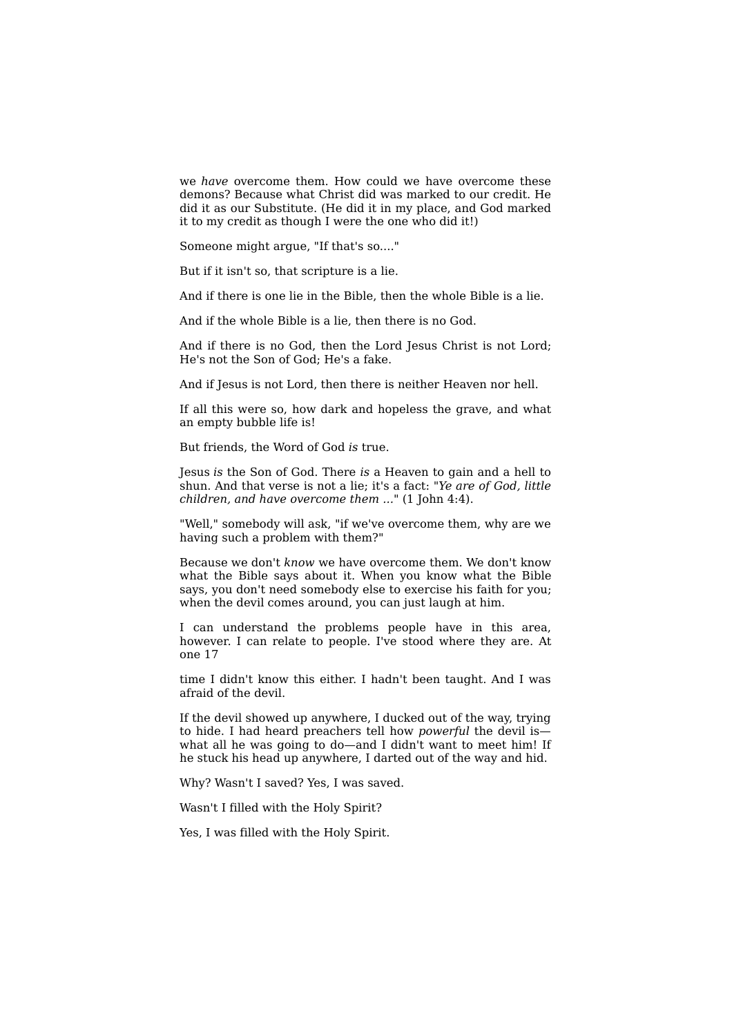we *have* overcome them. How could we have overcome these demons? Because what Christ did was marked to our credit. He did it as our Substitute. (He did it in my place, and God marked it to my credit as though I were the one who did it!)

Someone might argue, "If that's so...."

But if it isn't so, that scripture is a lie.

And if there is one lie in the Bible, then the whole Bible is a lie.

And if the whole Bible is a lie, then there is no God.

And if there is no God, then the Lord Jesus Christ is not Lord; He's not the Son of God; He's a fake.

And if Jesus is not Lord, then there is neither Heaven nor hell.

If all this were so, how dark and hopeless the grave, and what an empty bubble life is!

But friends, the Word of God *is* true.

Jesus *is* the Son of God. There *is* a Heaven to gain and a hell to shun. And that verse is not a lie; it's a fact: "*Ye are of God, little children, and have overcome them* ..." (1 John 4:4).

"Well," somebody will ask, "if we've overcome them, why are we having such a problem with them?"

Because we don't *know* we have overcome them. We don't know what the Bible says about it. When you know what the Bible says, you don't need somebody else to exercise his faith for you; when the devil comes around, you can just laugh at him.

I can understand the problems people have in this area, however. I can relate to people. I've stood where they are. At one time I didn't know this either. I hadn't been taught. And I was afraid of the devil.

If the devil showed up anywhere, I ducked out of the way, trying to hide. I had heard preachers tell how *powerful* the devil is—what all he was going to do—and I didn't want to meet him! If he stuck his head up anywhere, I darted out of the way and hid.

Why? Wasn't I saved? Yes, I was saved.

Wasn't I filled with the Holy Spirit?

Yes, I was filled with the Holy Spirit.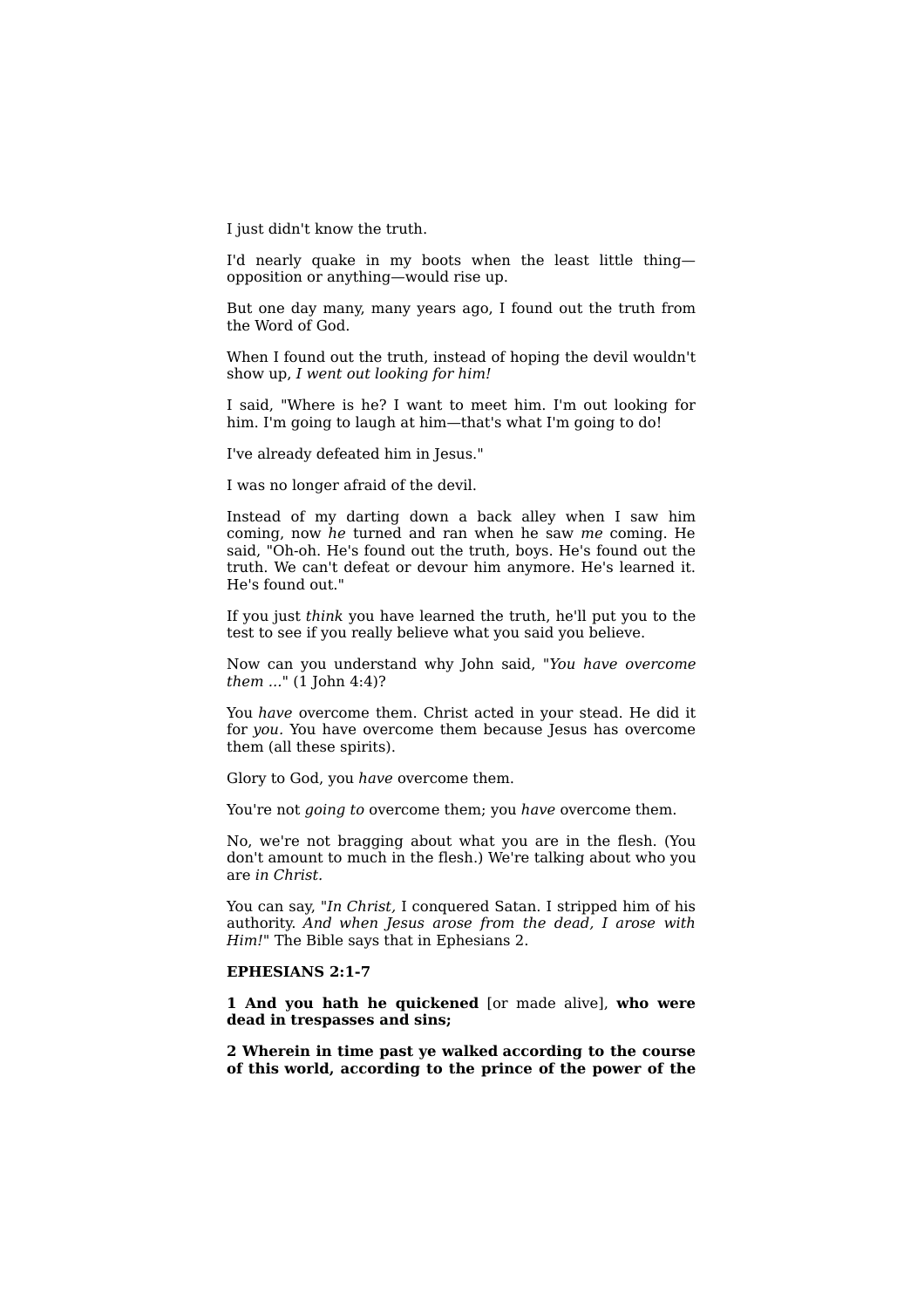I just didn't know the truth.

I'd nearly quake in my boots when the least little thing—opposition or anything—would rise up.

But one day many, many years ago, I found out the truth from the Word of God.

When I found out the truth, instead of hoping the devil wouldn't show up, *I went out looking for him!*

I said, "Where is he? I want to meet him. I'm out looking for him. I'm going to laugh at him—that's what I'm going to do!

I've already defeated him in Jesus."

I was no longer afraid of the devil.

Instead of my darting down a back alley when I saw him coming, now *he* turned and ran when he saw *me* coming. He said, "Oh-oh. He's found out the truth, boys. He's found out the truth. We can't defeat or devour him anymore. He's learned it. He's found out."

If you just *think* you have learned the truth, he'll put you to the test to see if you really believe what you said you believe.

Now can you understand why John said, "*You have overcome them* ..." (1 John 4:4)?

You *have* overcome them. Christ acted in your stead. He did it for *you*. You have overcome them because Jesus has overcome them (all these spirits).

Glory to God, you *have* overcome them.

You're not *going to* overcome them; you *have* overcome them.

No, we're not bragging about what you are in the flesh. (You don't amount to much in the flesh.) We're talking about who you are *in Christ.*

You can say, "*In Christ,* I conquered Satan. I stripped him of his authority. *And when Jesus arose from the dead, I arose with Him!*" The Bible says that in Ephesians 2.

**EPHESIANS 2:1-7**

**1 And you hath he quickened** [or made alive], **who were dead in trespasses and sins;**

**2 Wherein in time past ye walked according to the course of this world, according to the prince of the power of the**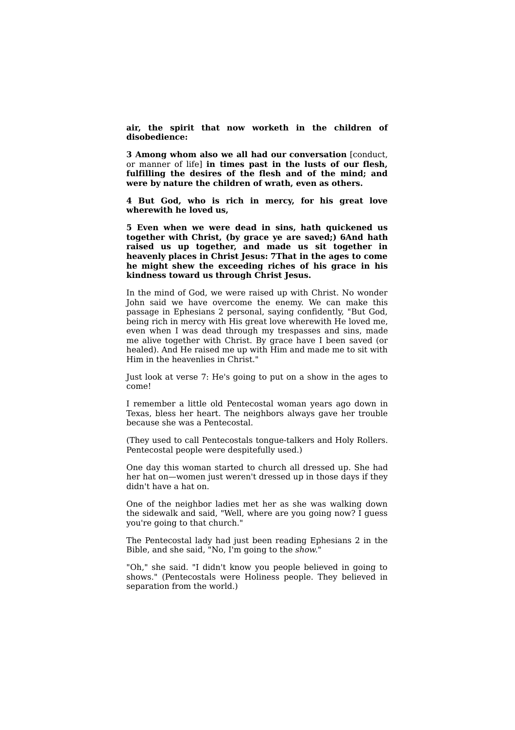**air, the spirit that now worketh in the children of disobedience:**

**3 Among whom also we all had our conversation** [conduct, or manner of life] **in times past in the lusts of our flesh, fulfilling the desires of the flesh and of the mind; and were by nature the children of wrath, even as others.**

**4 But God, who is rich in mercy, for his great love wherewith he loved us,**

**5 Even when we were dead in sins, hath quickened us together with Christ, (by grace ye are saved;) 6And hath raised us up together, and made us sit together in heavenly places in Christ Jesus: 7That in the ages to come he might shew the exceeding riches of his grace in his kindness toward us through Christ Jesus.**

In the mind of God, we were raised up with Christ. No wonder John said we have overcome the enemy. We can make this passage in Ephesians 2 personal, saying confidently, "But God, being rich in mercy with His great love wherewith He loved me, even when I was dead through my trespasses and sins, made me alive together with Christ. By grace have I been saved (or healed). And He raised me up with Him and made me to sit with Him in the heavenlies in Christ."

Just look at verse 7: He's going to put on a show in the ages to come!

I remember a little old Pentecostal woman years ago down in Texas, bless her heart. The neighbors always gave her trouble because she was a Pentecostal.

(They used to call Pentecostals tongue-talkers and Holy Rollers. Pentecostal people were despitefully used.)

One day this woman started to church all dressed up. She had her hat on—women just weren't dressed up in those days if they didn't have a hat on.

One of the neighbor ladies met her as she was walking down the sidewalk and said, "Well, where are you going now? I guess you're going to that church."

The Pentecostal lady had just been reading Ephesians 2 in the Bible, and she said, "No, I'm going to the *show.*"

"Oh," she said. "I didn't know you people believed in going to shows." (Pentecostals were Holiness people. They believed in separation from the world.)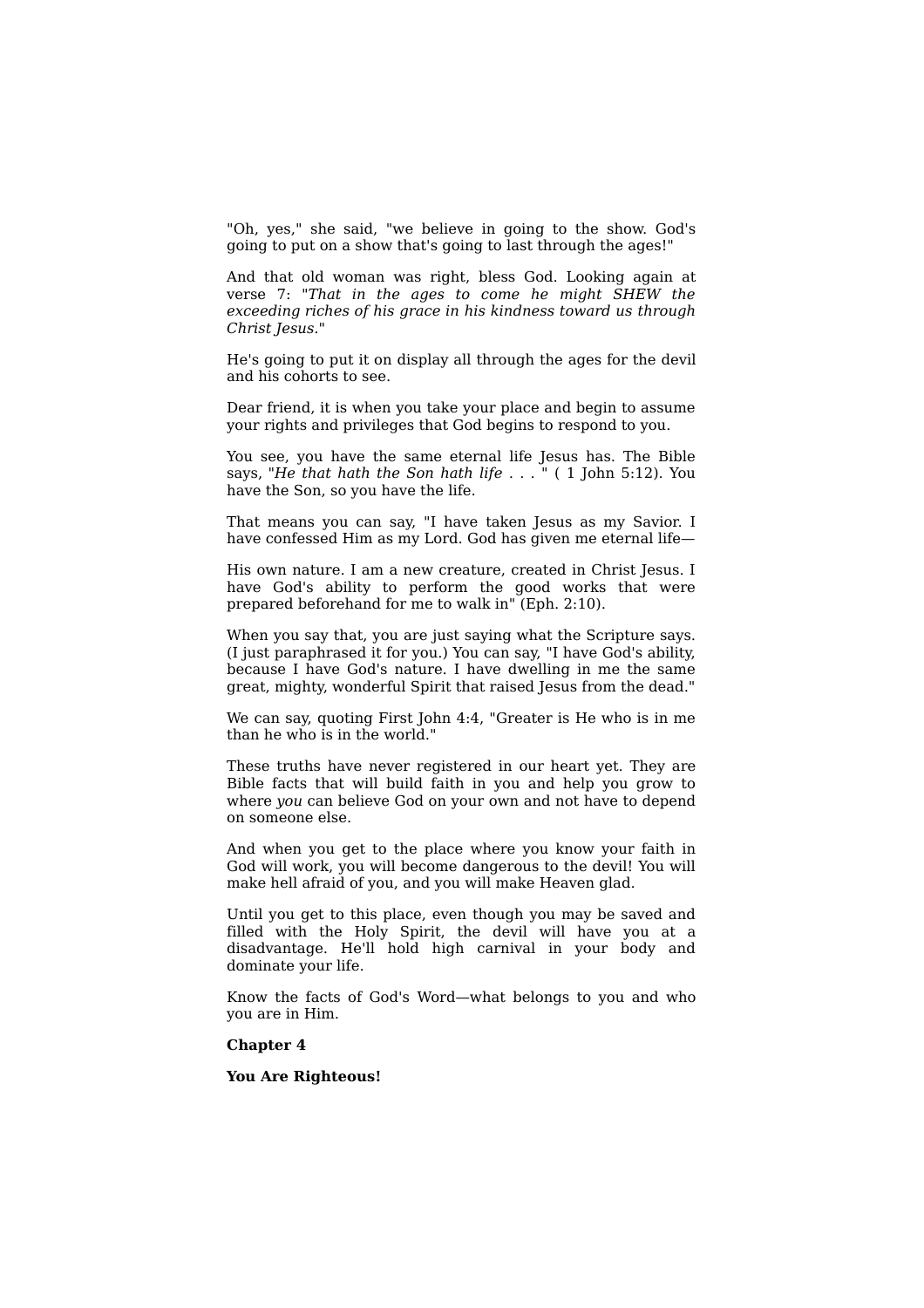"Oh, yes," she said, "we believe in going to the show. God's going to put on a show that's going to last through the ages!"

And that old woman was right, bless God. Looking again at verse 7: "*That in the ages to come he might SHEW the exceeding riches of his grace in his kindness toward us through Christ Jesus.*"

He's going to put it on display all through the ages for the devil and his cohorts to see.

Dear friend, it is when you take your place and begin to assume your rights and privileges that God begins to respond to you.

You see, you have the same eternal life Jesus has. The Bible says, "*He that hath the Son hath life* . . . " ( 1 John 5:12). You have the Son, so you have the life.

That means you can say, "I have taken Jesus as my Savior. I have confessed Him as my Lord. God has given me eternal life—

His own nature. I am a new creature, created in Christ Jesus. I have God's ability to perform the good works that were prepared beforehand for me to walk in" (Eph. 2:10).

When you say that, you are just saying what the Scripture says. (I just paraphrased it for you.) You can say, "I have God's ability, because I have God's nature. I have dwelling in me the same great, mighty, wonderful Spirit that raised Jesus from the dead."

We can say, quoting First John 4:4, "Greater is He who is in me than he who is in the world."

These truths have never registered in our heart yet. They are Bible facts that will build faith in you and help you grow to where *you* can believe God on your own and not have to depend on someone else.

And when you get to the place where you know your faith in God will work, you will become dangerous to the devil! You will make hell afraid of you, and you will make Heaven glad.

Until you get to this place, even though you may be saved and filled with the Holy Spirit, the devil will have you at a disadvantage. He'll hold high carnival in your body and dominate your life.

Know the facts of God's Word—what belongs to you and who you are in Him.

## Chapter 4

## You Are Righteous!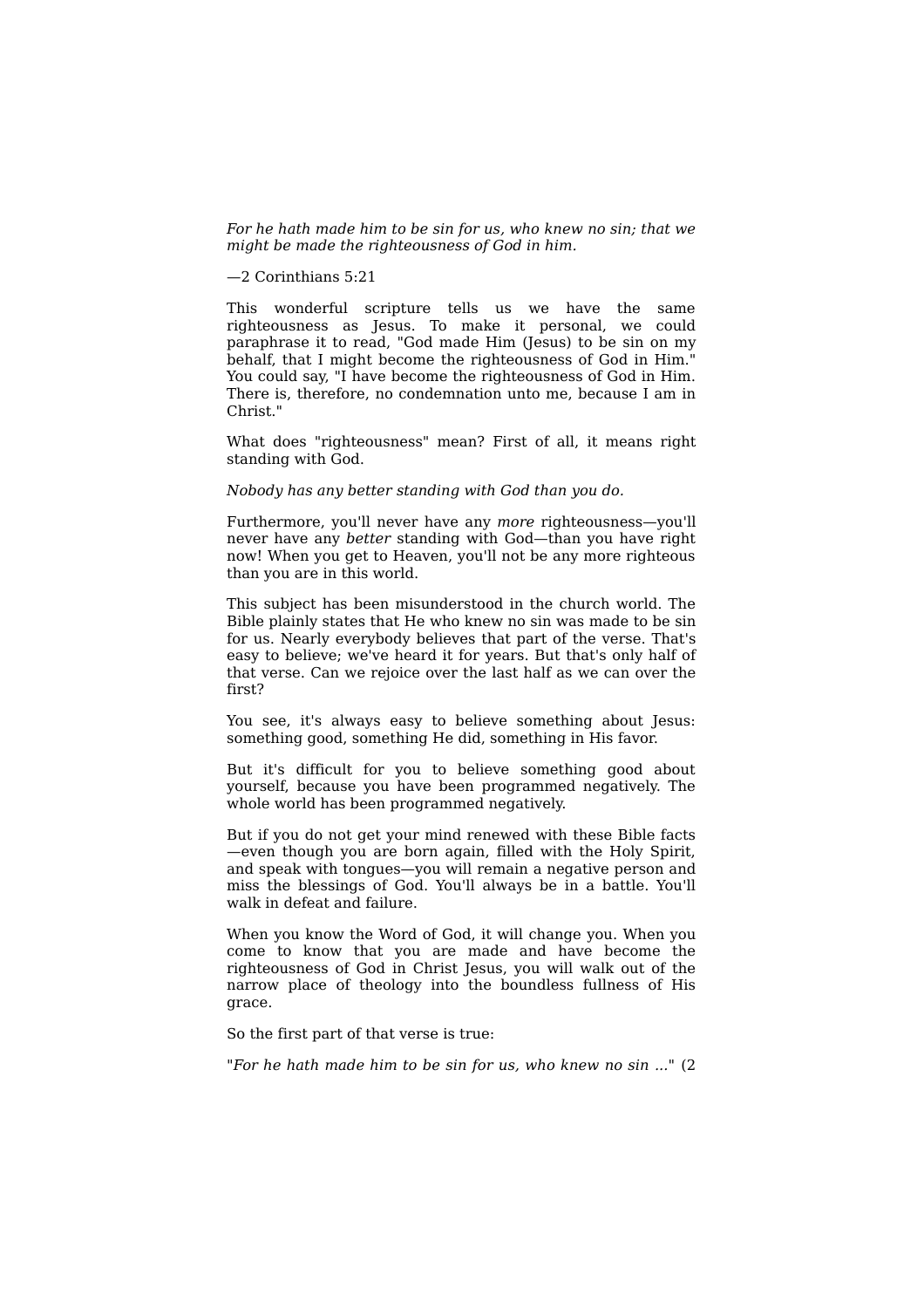*For he hath made him to be sin for us, who knew no sin; that we might be made the righteousness of God in him.*

—2 Corinthians 5:21

This wonderful scripture tells us we have the same righteousness as Jesus. To make it personal, we could paraphrase it to read, "God made Him (Jesus) to be sin on my behalf, that I might become the righteousness of God in Him." You could say, "I have become the righteousness of God in Him. There is, therefore, no condemnation unto me, because I am in Christ."

What does "righteousness" mean? First of all, it means right standing with God.

*Nobody has any better standing with God than you do.*

Furthermore, you'll never have any *more* righteousness—you'll never have any *better* standing with God—than you have right now! When you get to Heaven, you'll not be any more righteous than you are in this world.

This subject has been misunderstood in the church world. The Bible plainly states that He who knew no sin was made to be sin for us. Nearly everybody believes that part of the verse. That's easy to believe; we've heard it for years. But that's only half of that verse. Can we rejoice over the last half as we can over the first?

You see, it's always easy to believe something about Jesus: something good, something He did, something in His favor.

But it's difficult for you to believe something good about yourself, because you have been programmed negatively. The whole world has been programmed negatively.

But if you do not get your mind renewed with these Bible facts—even though you are born again, filled with the Holy Spirit, and speak with tongues—you will remain a negative person and miss the blessings of God. You'll always be in a battle. You'll walk in defeat and failure.

When you know the Word of God, it will change you. When you come to know that you are made and have become the righteousness of God in Christ Jesus, you will walk out of the narrow place of theology into the boundless fullness of His grace.

So the first part of that verse is true:

"*For he hath made him to be sin for us, who knew no sin ...*" (2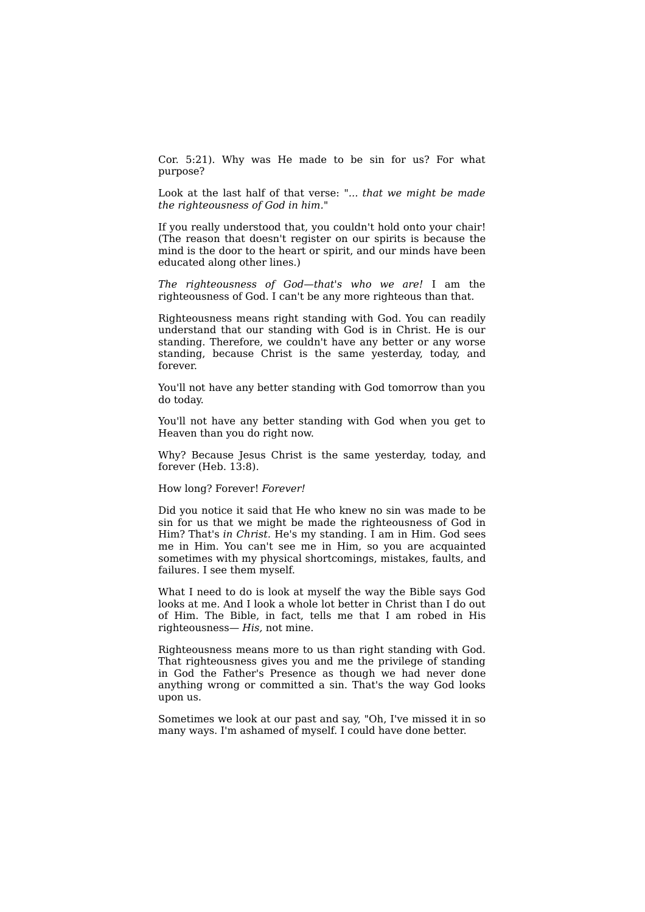Cor. 5:21). Why was He made to be sin for us? For what purpose?

Look at the last half of that verse: "*... that we might be made the righteousness of God in him.*"

If you really understood that, you couldn't hold onto your chair! (The reason that doesn't register on our spirits is because the mind is the door to the heart or spirit, and our minds have been educated along other lines.)

*The righteousness of God—that's who we are!* I am the righteousness of God. I can't be any more righteous than that.

Righteousness means right standing with God. You can readily understand that our standing with God is in Christ. He is our standing. Therefore, we couldn't have any better or any worse standing, because Christ is the same yesterday, today, and forever.

You'll not have any better standing with God tomorrow than you do today.

You'll not have any better standing with God when you get to Heaven than you do right now.

Why? Because Jesus Christ is the same yesterday, today, and forever (Heb. 13:8).

How long? Forever! *Forever!*

Did you notice it said that He who knew no sin was made to be sin for us that we might be made the righteousness of God in Him? That's *in Christ.* He's my standing. I am in Him. God sees me in Him. You can't see me in Him, so you are acquainted sometimes with my physical shortcomings, mistakes, faults, and failures. I see them myself.

What I need to do is look at myself the way the Bible says God looks at me. And I look a whole lot better in Christ than I do out of Him. The Bible, in fact, tells me that I am robed in His righteousness— *His,* not mine.

Righteousness means more to us than right standing with God. That righteousness gives you and me the privilege of standing in God the Father's Presence as though we had never done anything wrong or committed a sin. That's the way God looks upon us.

Sometimes we look at our past and say, "Oh, I've missed it in so many ways. I'm ashamed of myself. I could have done better.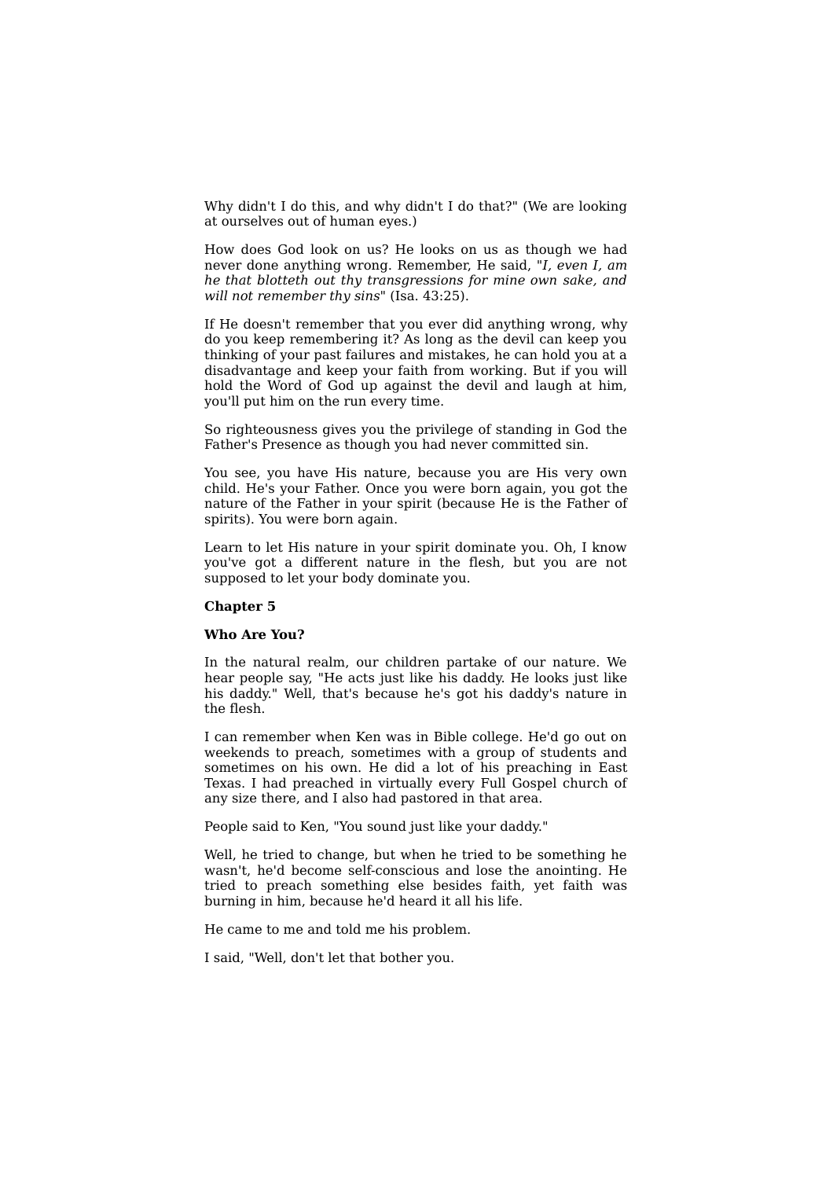Why didn't I do this, and why didn't I do that?" (We are looking at ourselves out of human eyes.)

How does God look on us? He looks on us as though we had never done anything wrong. Remember, He said, "*I, even I, am he that blotteth out thy transgressions for mine own sake, and will not remember thy sins*" (Isa. 43:25).

If He doesn't remember that you ever did anything wrong, why do you keep remembering it? As long as the devil can keep you thinking of your past failures and mistakes, he can hold you at a disadvantage and keep your faith from working. But if you will hold the Word of God up against the devil and laugh at him, you'll put him on the run every time.

So righteousness gives you the privilege of standing in God the Father's Presence as though you had never committed sin.

You see, you have His nature, because you are His very own child. He's your Father. Once you were born again, you got the nature of the Father in your spirit (because He is the Father of spirits). You were born again.

Learn to let His nature in your spirit dominate you. Oh, I know you've got a different nature in the flesh, but you are not supposed to let your body dominate you.

## Chapter 5

### Who Are You?

In the natural realm, our children partake of our nature. We hear people say, "He acts just like his daddy. He looks just like his daddy." Well, that's because he's got his daddy's nature in the flesh.

I can remember when Ken was in Bible college. He'd go out on weekends to preach, sometimes with a group of students and sometimes on his own. He did a lot of his preaching in East Texas. I had preached in virtually every Full Gospel church of any size there, and I also had pastored in that area.

People said to Ken, "You sound just like your daddy."

Well, he tried to change, but when he tried to be something he wasn't, he'd become self-conscious and lose the anointing. He tried to preach something else besides faith, yet faith was burning in him, because he'd heard it all his life.

He came to me and told me his problem.

I said, "Well, don't let that bother you.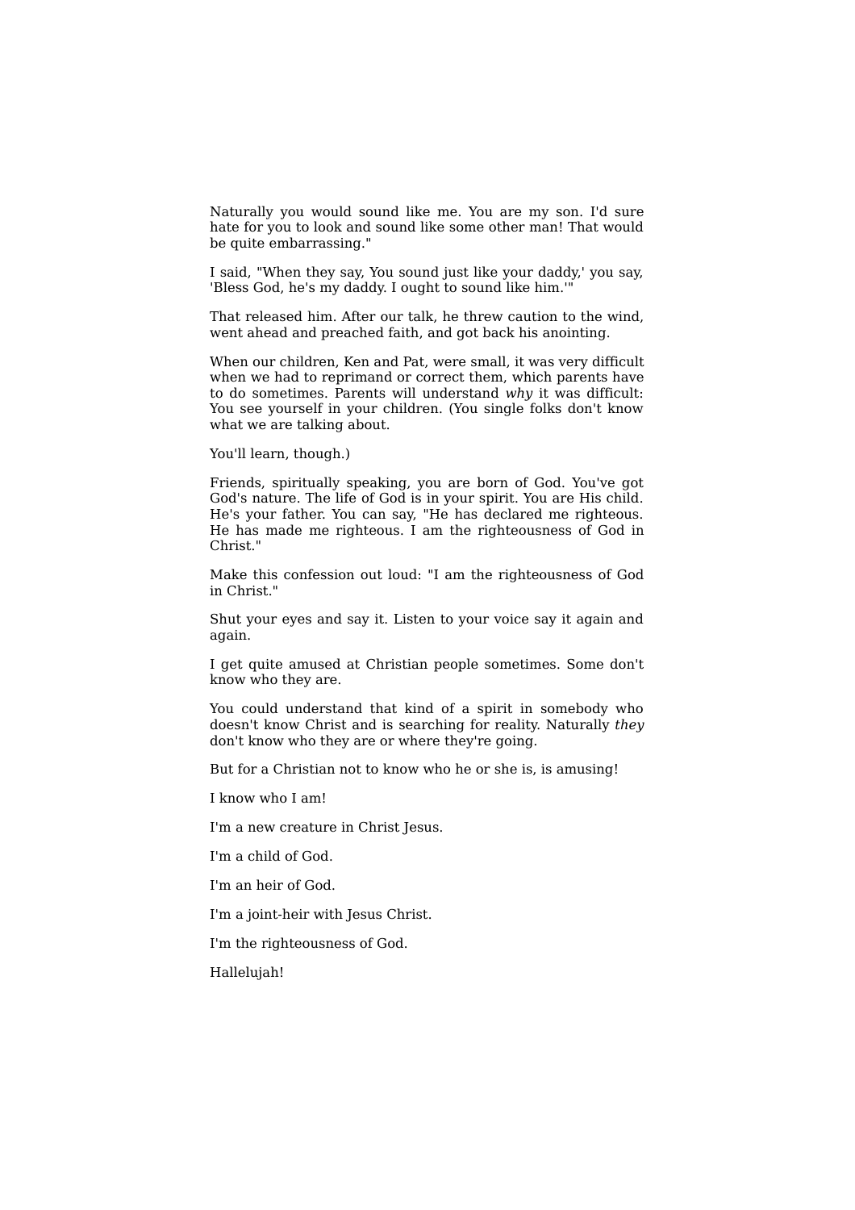Naturally you would sound like me. You are my son. I'd sure hate for you to look and sound like some other man! That would be quite embarrassing."

I said, "When they say, You sound just like your daddy,' you say, 'Bless God, he's my daddy. I ought to sound like him.'"

That released him. After our talk, he threw caution to the wind, went ahead and preached faith, and got back his anointing.

When our children, Ken and Pat, were small, it was very difficult when we had to reprimand or correct them, which parents have to do sometimes. Parents will understand *why* it was difficult: You see yourself in your children. (You single folks don't know what we are talking about.

You'll learn, though.)

Friends, spiritually speaking, you are born of God. You've got God's nature. The life of God is in your spirit. You are His child. He's your father. You can say, "He has declared me righteous. He has made me righteous. I am the righteousness of God in Christ."

Make this confession out loud: "I am the righteousness of God in Christ."

Shut your eyes and say it. Listen to your voice say it again and again.

I get quite amused at Christian people sometimes. Some don't know who they are.

You could understand that kind of a spirit in somebody who doesn't know Christ and is searching for reality. Naturally *they* don't know who they are or where they're going.

But for a Christian not to know who he or she is, is amusing!

I know who I am!

I'm a new creature in Christ Jesus.

I'm a child of God.

I'm an heir of God.

I'm a joint-heir with Jesus Christ.

I'm the righteousness of God.

Hallelujah!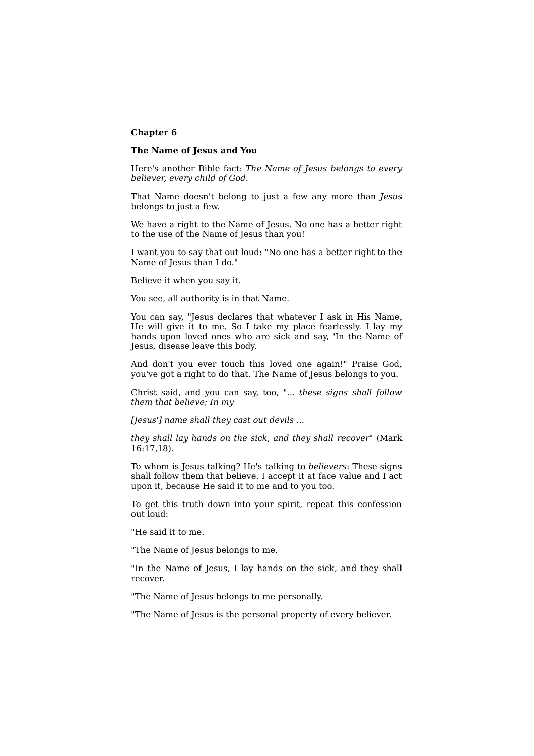**Chapter 6**

**The Name of Jesus and You**

Here's another Bible fact: *The Name of Jesus belongs to every believer, every child of God*.

That Name doesn't belong to just a few any more than *Jesus* belongs to just a few.

We have a right to the Name of Jesus. No one has a better right to the use of the Name of Jesus than you!

I want you to say that out loud: "No one has a better right to the Name of Jesus than I do."

Believe it when you say it.

You see, all authority is in that Name.

You can say, "Jesus declares that whatever I ask in His Name, He will give it to me. So I take my place fearlessly. I lay my hands upon loved ones who are sick and say, 'In the Name of Jesus, disease leave this body.

And don't you ever touch this loved one again!" Praise God, you've got a right to do that. The Name of Jesus belongs to you.

Christ said, and you can say, too, "*... these signs shall follow them that believe; In my*

*[Jesus'] name shall they cast out devils ...*

*they shall lay hands on the sick, and they shall recover*" (Mark 16:17,18).

To whom is Jesus talking? He's talking to *believers*: These signs shall follow them that believe. I accept it at face value and I act upon it, because He said it to me and to you too.

To get this truth down into your spirit, repeat this confession out loud:

"He said it to me.

"The Name of Jesus belongs to me.

"In the Name of Jesus, I lay hands on the sick, and they shall recover.

"The Name of Jesus belongs to me personally.

"The Name of Jesus is the personal property of every believer.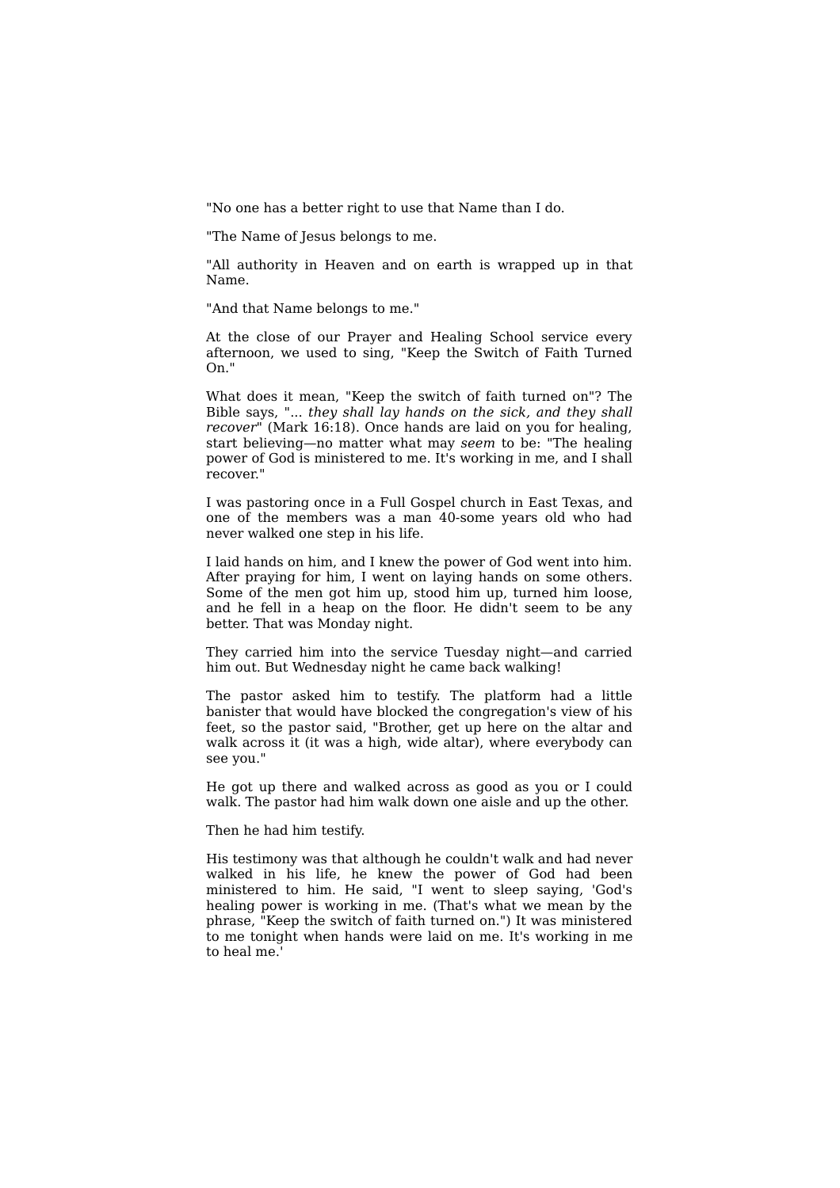"No one has a better right to use that Name than I do.

"The Name of Jesus belongs to me.

"All authority in Heaven and on earth is wrapped up in that Name.

"And that Name belongs to me."

At the close of our Prayer and Healing School service every afternoon, we used to sing, "Keep the Switch of Faith Turned On."

What does it mean, "Keep the switch of faith turned on"? The Bible says, "... *they shall lay hands on the sick, and they shall recover*" (Mark 16:18). Once hands are laid on you for healing, start believing—no matter what may *seem* to be: "The healing power of God is ministered to me. It's working in me, and I shall recover."

I was pastoring once in a Full Gospel church in East Texas, and one of the members was a man 40-some years old who had never walked one step in his life.

I laid hands on him, and I knew the power of God went into him. After praying for him, I went on laying hands on some others. Some of the men got him up, stood him up, turned him loose, and he fell in a heap on the floor. He didn't seem to be any better. That was Monday night.

They carried him into the service Tuesday night—and carried him out. But Wednesday night he came back walking!

The pastor asked him to testify. The platform had a little banister that would have blocked the congregation's view of his feet, so the pastor said, "Brother, get up here on the altar and walk across it (it was a high, wide altar), where everybody can see you."

He got up there and walked across as good as you or I could walk. The pastor had him walk down one aisle and up the other.

Then he had him testify.

His testimony was that although he couldn't walk and had never walked in his life, he knew the power of God had been ministered to him. He said, "I went to sleep saying, 'God's healing power is working in me. (That's what we mean by the phrase, "Keep the switch of faith turned on.") It was ministered to me tonight when hands were laid on me. It's working in me to heal me.'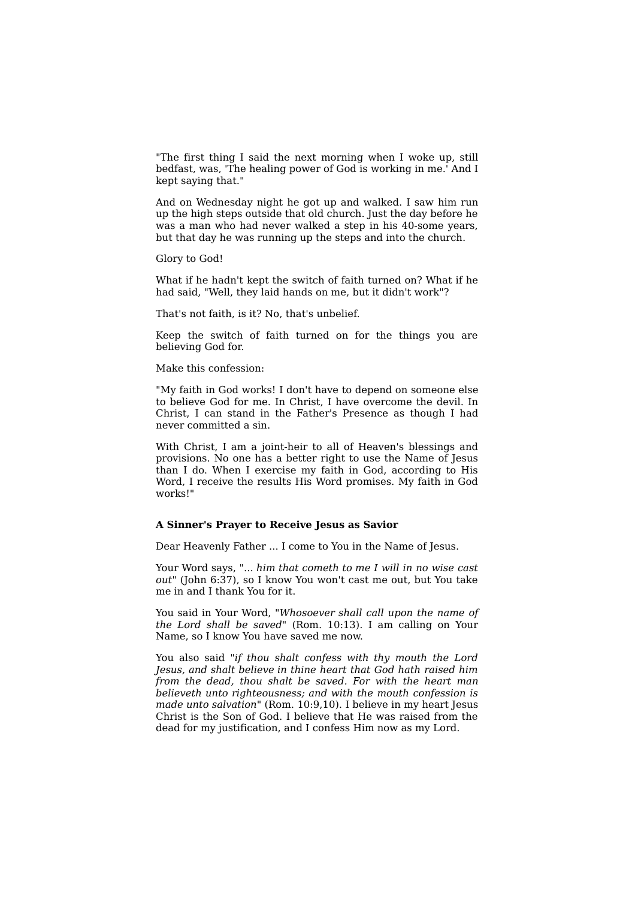"The first thing I said the next morning when I woke up, still bedfast, was, 'The healing power of God is working in me.' And I kept saying that."

And on Wednesday night he got up and walked. I saw him run up the high steps outside that old church. Just the day before he was a man who had never walked a step in his 40-some years, but that day he was running up the steps and into the church.

Glory to God!

What if he hadn't kept the switch of faith turned on? What if he had said, "Well, they laid hands on me, but it didn't work"?

That's not faith, is it? No, that's unbelief.

Keep the switch of faith turned on for the things you are believing God for.

Make this confession:

"My faith in God works! I don't have to depend on someone else to believe God for me. In Christ, I have overcome the devil. In Christ, I can stand in the Father's Presence as though I had never committed a sin.

With Christ, I am a joint-heir to all of Heaven's blessings and provisions. No one has a better right to use the Name of Jesus than I do. When I exercise my faith in God, according to His Word, I receive the results His Word promises. My faith in God works!"

**A Sinner's Prayer to Receive Jesus as Savior**

Dear Heavenly Father ... I come to You in the Name of Jesus.

Your Word says, "... *him that cometh to me I will in no wise cast out*" (John 6:37), so I know You won't cast me out, but You take me in and I thank You for it.

You said in Your Word, "*Whosoever shall call upon the name of the Lord shall be saved*" (Rom. 10:13). I am calling on Your Name, so I know You have saved me now.

You also said "*if thou shalt confess with thy mouth the Lord Jesus, and shalt believe in thine heart that God hath raised him from the dead, thou shalt be saved. For with the heart man believeth unto righteousness; and with the mouth confession is made unto salvation*" (Rom. 10:9,10). I believe in my heart Jesus Christ is the Son of God. I believe that He was raised from the dead for my justification, and I confess Him now as my Lord.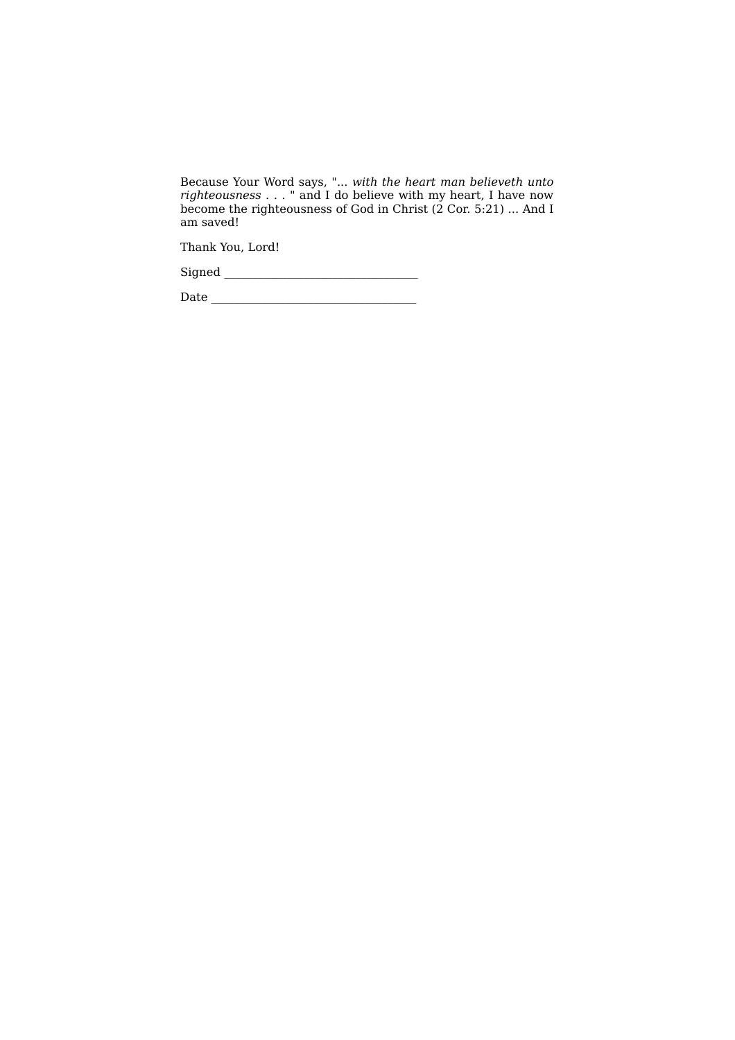Because Your Word says, "... *with the heart man believeth unto righteousness* . . . " and I do believe with my heart, I have now become the righteousness of God in Christ (2 Cor. 5:21) ... And I am saved!

Thank You, Lord!

Signed ________________________________

Date __________________________________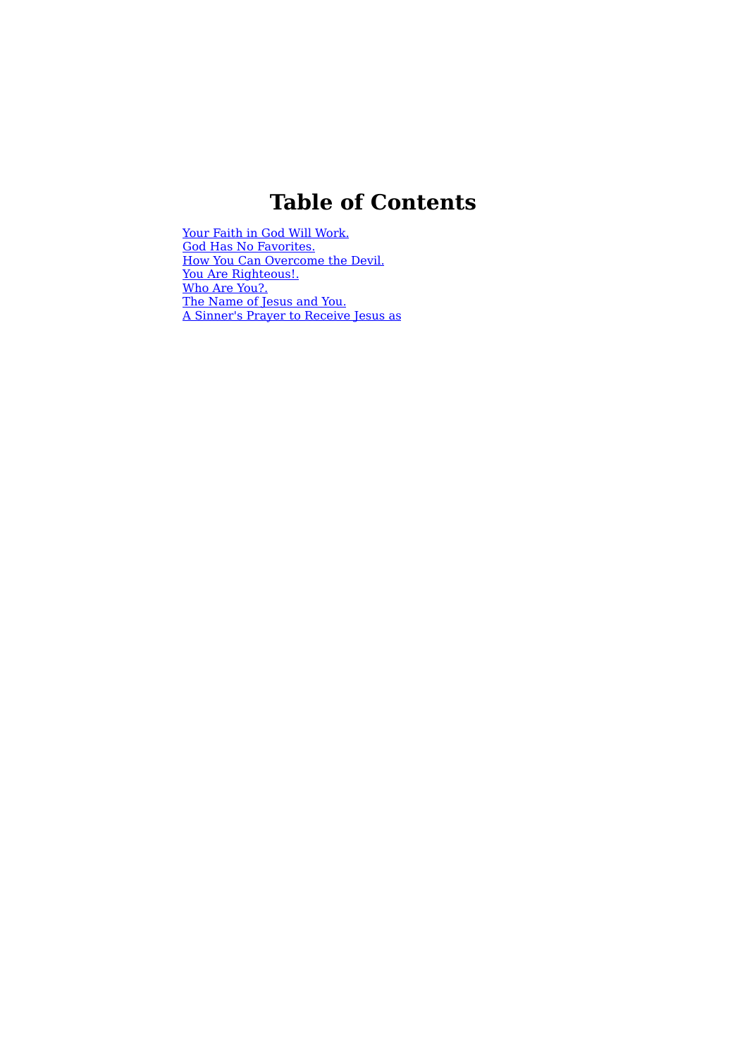# Table of Contents

Your Faith in God Will Work.
God Has No Favorites.
How You Can Overcome the Devil.
You Are Righteous!.
Who Are You?.
The Name of Jesus and You.
A Sinner's Prayer to Receive Jesus as